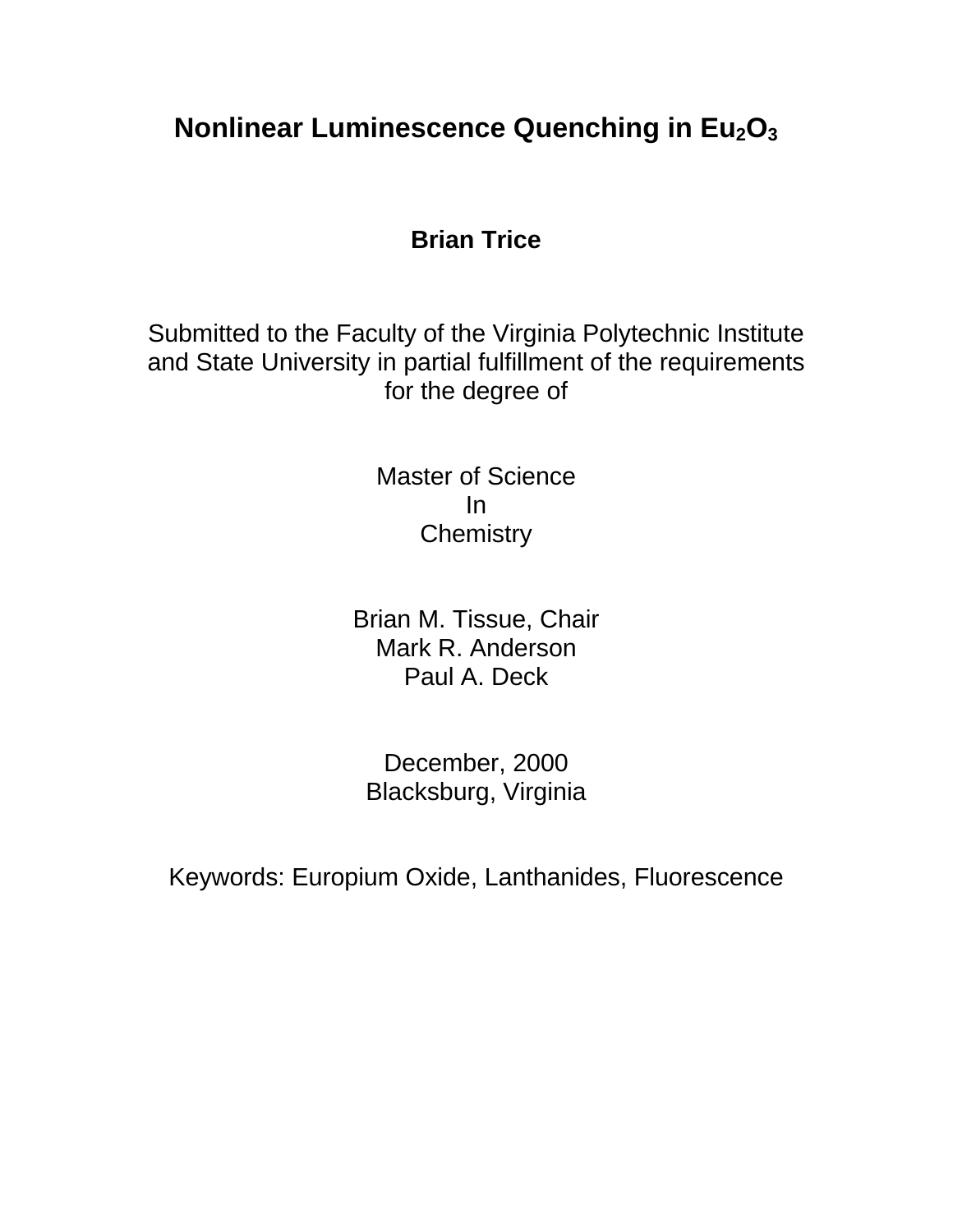# Nonlinear Luminescence Quenching in $Eu_2O_3$

**Brian Trice**

Submitted to the Faculty of the Virginia Polytechnic Institute and State University in partial fulfillment of the requirements for the degree of

Master of Science
In
Chemistry

Brian M. Tissue, Chair
Mark R. Anderson
Paul A. Deck

December, 2000
Blacksburg, Virginia

Keywords: Europium Oxide, Lanthanides, Fluorescence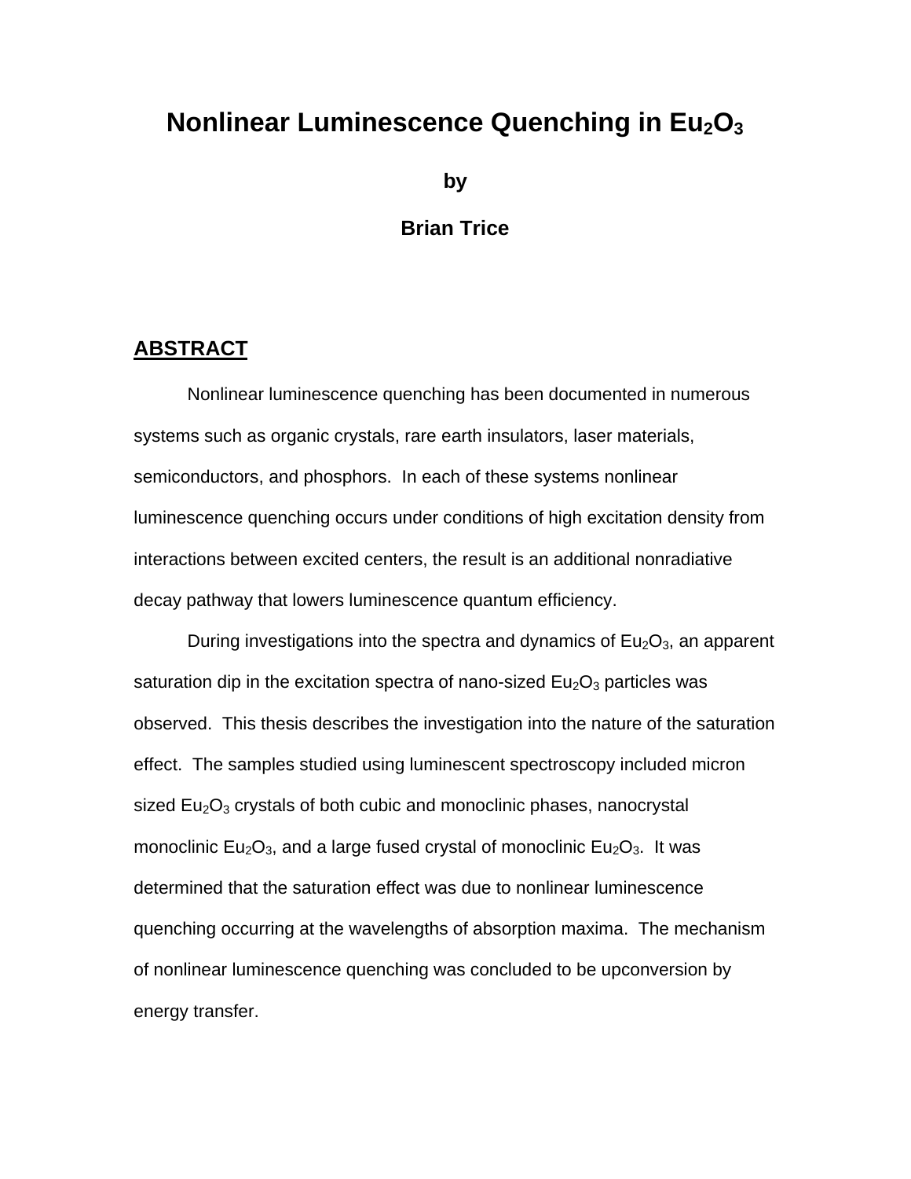# Nonlinear Luminescence Quenching in $Eu_2O_3$

**by**

**Brian Trice**

## ABSTRACT

Nonlinear luminescence quenching has been documented in numerous systems such as organic crystals, rare earth insulators, laser materials, semiconductors, and phosphors. In each of these systems nonlinear luminescence quenching occurs under conditions of high excitation density from interactions between excited centers, the result is an additional nonradiative decay pathway that lowers luminescence quantum efficiency.

During investigations into the spectra and dynamics of $Eu_2O_3$, an apparent saturation dip in the excitation spectra of nano-sized $Eu_2O_3$ particles was observed. This thesis describes the investigation into the nature of the saturation effect. The samples studied using luminescent spectroscopy included micron sized $Eu_2O_3$ crystals of both cubic and monoclinic phases, nanocrystal monoclinic $Eu_2O_3$, and a large fused crystal of monoclinic $Eu_2O_3$. It was determined that the saturation effect was due to nonlinear luminescence quenching occurring at the wavelengths of absorption maxima. The mechanism of nonlinear luminescence quenching was concluded to be upconversion by energy transfer.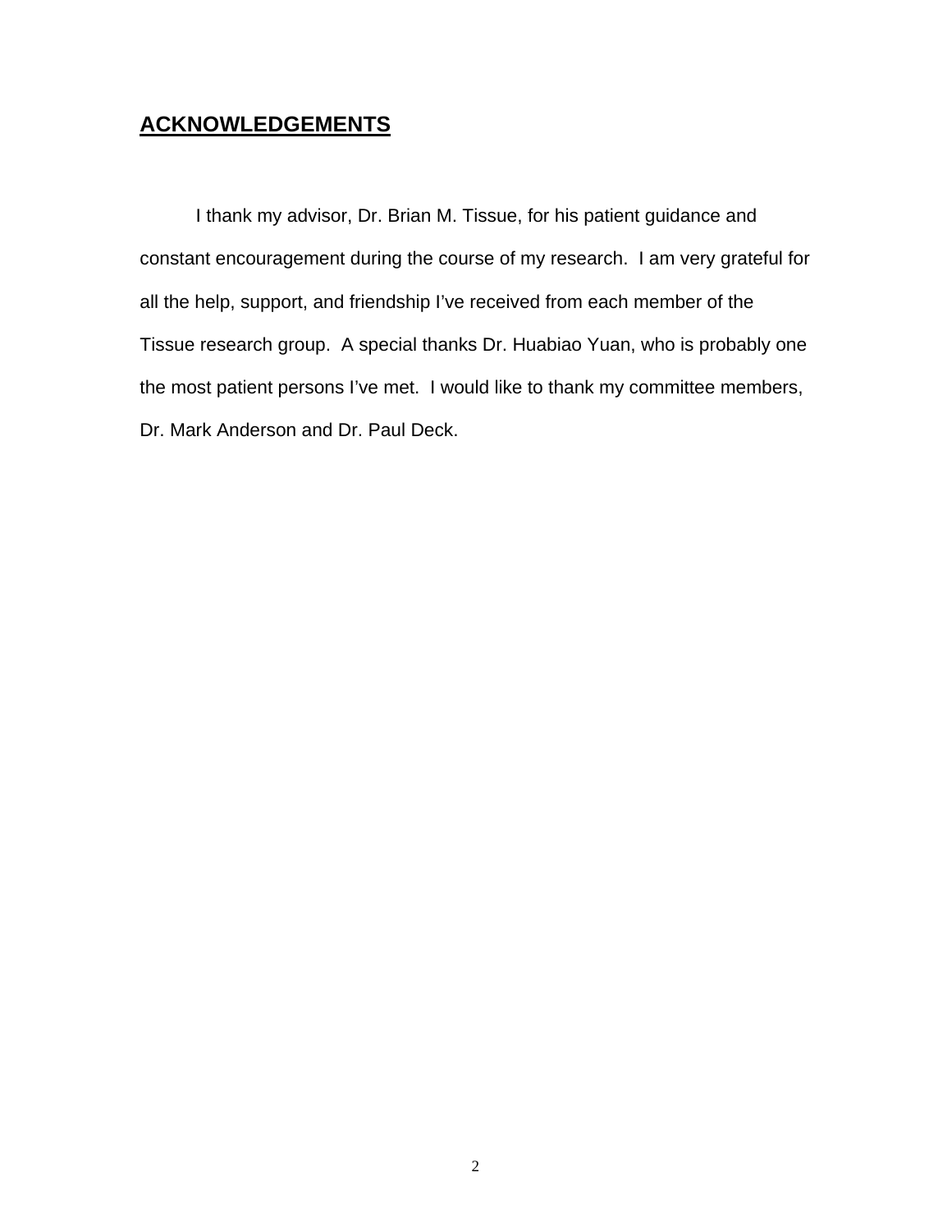## ACKNOWLEDGEMENTS

I thank my advisor, Dr. Brian M. Tissue, for his patient guidance and constant encouragement during the course of my research. I am very grateful for all the help, support, and friendship I've received from each member of the Tissue research group. A special thanks Dr. Huabiao Yuan, who is probably one the most patient persons I've met. I would like to thank my committee members, Dr. Mark Anderson and Dr. Paul Deck.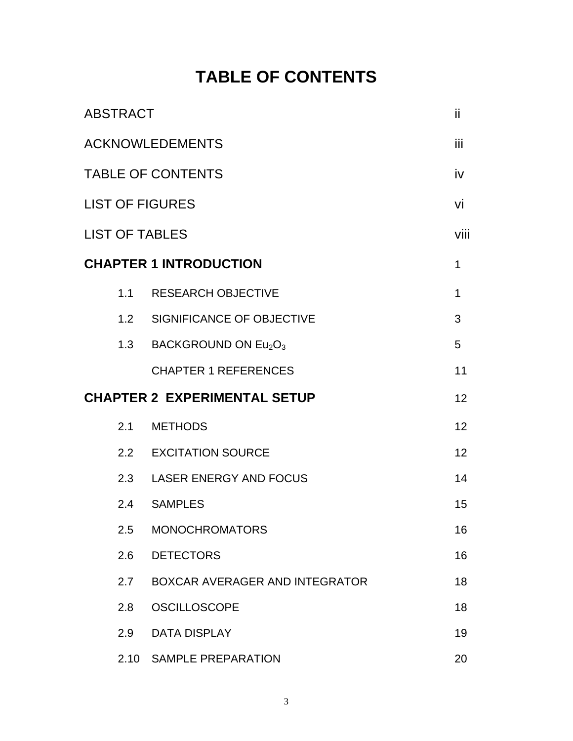# TABLE OF CONTENTS

| | |
|---|---|
| ABSTRACT | ii |
| ACKNOWLEDEMENTS | iii |
| TABLE OF CONTENTS | iv |
| LIST OF FIGURES | vi |
| LIST OF TABLES | viii |
| **CHAPTER 1 INTRODUCTION** | 1 |
| 1.1 RESEARCH OBJECTIVE | 1 |
| 1.2 SIGNIFICANCE OF OBJECTIVE | 3 |
| 1.3 BACKGROUND ON $Eu_2O_3$ | 5 |
| CHAPTER 1 REFERENCES | 11 |
| **CHAPTER 2 EXPERIMENTAL SETUP** | 12 |
| 2.1 METHODS | 12 |
| 2.2 EXCITATION SOURCE | 12 |
| 2.3 LASER ENERGY AND FOCUS | 14 |
| 2.4 SAMPLES | 15 |
| 2.5 MONOCHROMATORS | 16 |
| 2.6 DETECTORS | 16 |
| 2.7 BOXCAR AVERAGER AND INTEGRATOR | 18 |
| 2.8 OSCILLOSCOPE | 18 |
| 2.9 DATA DISPLAY | 19 |
| 2.10 SAMPLE PREPARATION | 20 |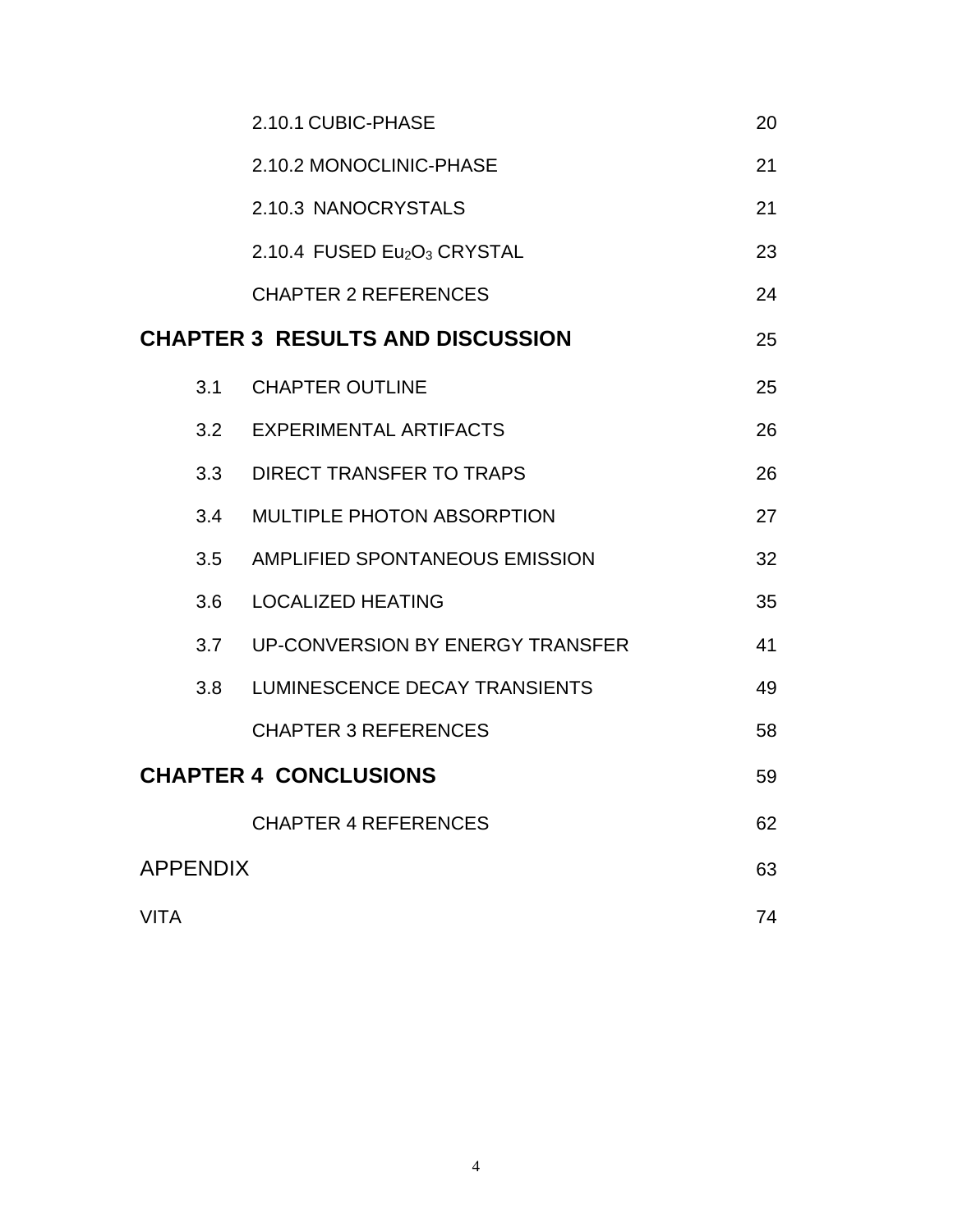| | | |
|---|---|---|
| | 2.10.1 CUBIC-PHASE | 20 |
| | 2.10.2 MONOCLINIC-PHASE | 21 |
| | 2.10.3 NANOCRYSTALS | 21 |
| | 2.10.4 FUSED $Eu_2O_3$ CRYSTAL | 23 |
| | CHAPTER 2 REFERENCES | 24 |
| **CHAPTER 3 RESULTS AND DISCUSSION** | | 25 |
| 3.1 | CHAPTER OUTLINE | 25 |
| 3.2 | EXPERIMENTAL ARTIFACTS | 26 |
| 3.3 | DIRECT TRANSFER TO TRAPS | 26 |
| 3.4 | MULTIPLE PHOTON ABSORPTION | 27 |
| 3.5 | AMPLIFIED SPONTANEOUS EMISSION | 32 |
| 3.6 | LOCALIZED HEATING | 35 |
| 3.7 | UP-CONVERSION BY ENERGY TRANSFER | 41 |
| 3.8 | LUMINESCENCE DECAY TRANSIENTS | 49 |
| | CHAPTER 3 REFERENCES | 58 |
| **CHAPTER 4 CONCLUSIONS** | | 59 |
| | CHAPTER 4 REFERENCES | 62 |
| APPENDIX | | 63 |
| VITA | | 74 |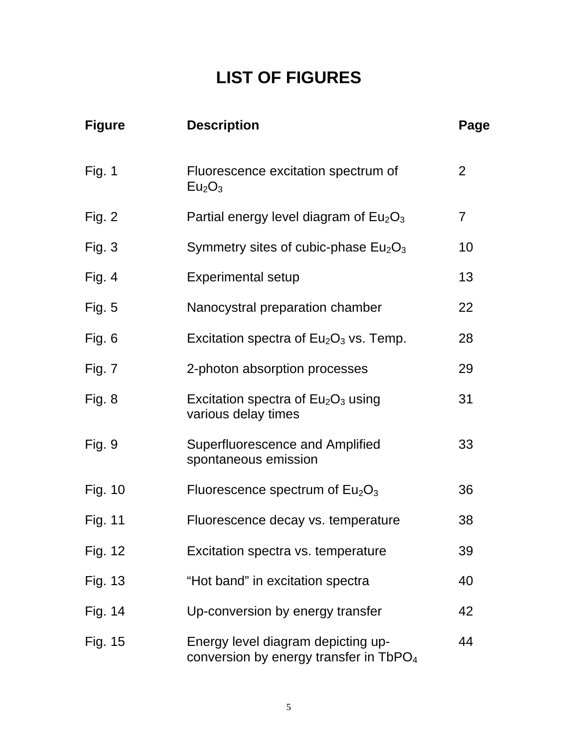# LIST OF FIGURES

| Figure | Description | Page |
| --- | --- | --- |
| Fig. 1 | Fluorescence excitation spectrum of $Eu_2O_3$ | 2 |
| Fig. 2 | Partial energy level diagram of $Eu_2O_3$ | 7 |
| Fig. 3 | Symmetry sites of cubic-phase $Eu_2O_3$ | 10 |
| Fig. 4 | Experimental setup | 13 |
| Fig. 5 | Nanocystral preparation chamber | 22 |
| Fig. 6 | Excitation spectra of $Eu_2O_3$ vs. Temp. | 28 |
| Fig. 7 | 2-photon absorption processes | 29 |
| Fig. 8 | Excitation spectra of $Eu_2O_3$ using various delay times | 31 |
| Fig. 9 | Superfluorescence and Amplified spontaneous emission | 33 |
| Fig. 10 | Fluorescence spectrum of $Eu_2O_3$ | 36 |
| Fig. 11 | Fluorescence decay vs. temperature | 38 |
| Fig. 12 | Excitation spectra vs. temperature | 39 |
| Fig. 13 | “Hot band” in excitation spectra | 40 |
| Fig. 14 | Up-conversion by energy transfer | 42 |
| Fig. 15 | Energy level diagram depicting up-conversion by energy transfer in $TbPO_4$ | 44 |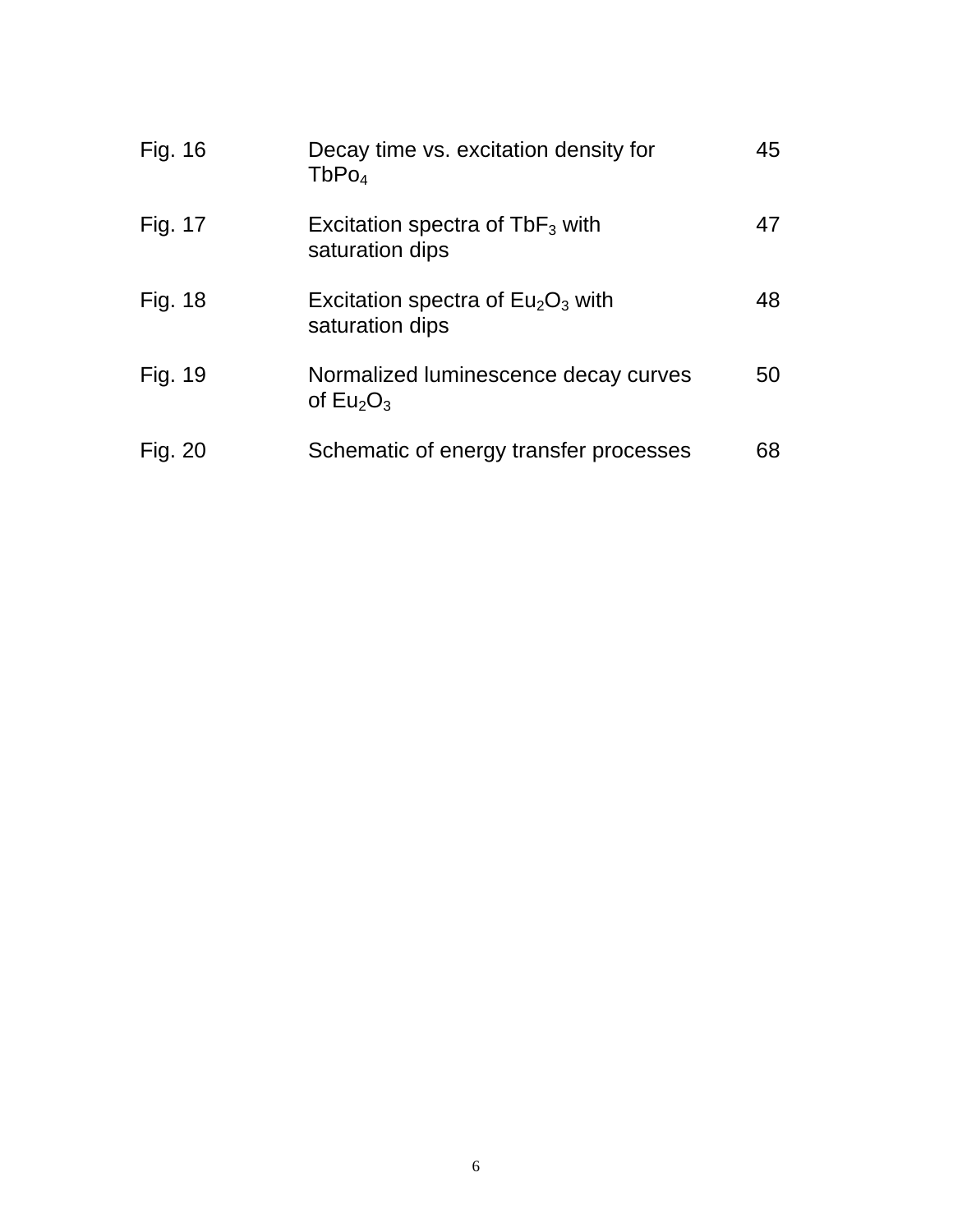| | | |
|---|---|---|
| Fig. 16 | Decay time vs. excitation density for $TbPo_4$ | 45 |
| Fig. 17 | Excitation spectra of $TbF_3$ with saturation dips | 47 |
| Fig. 18 | Excitation spectra of $Eu_2O_3$ with saturation dips | 48 |
| Fig. 19 | Normalized luminescence decay curves of $Eu_2O_3$ | 50 |
| Fig. 20 | Schematic of energy transfer processes | 68 |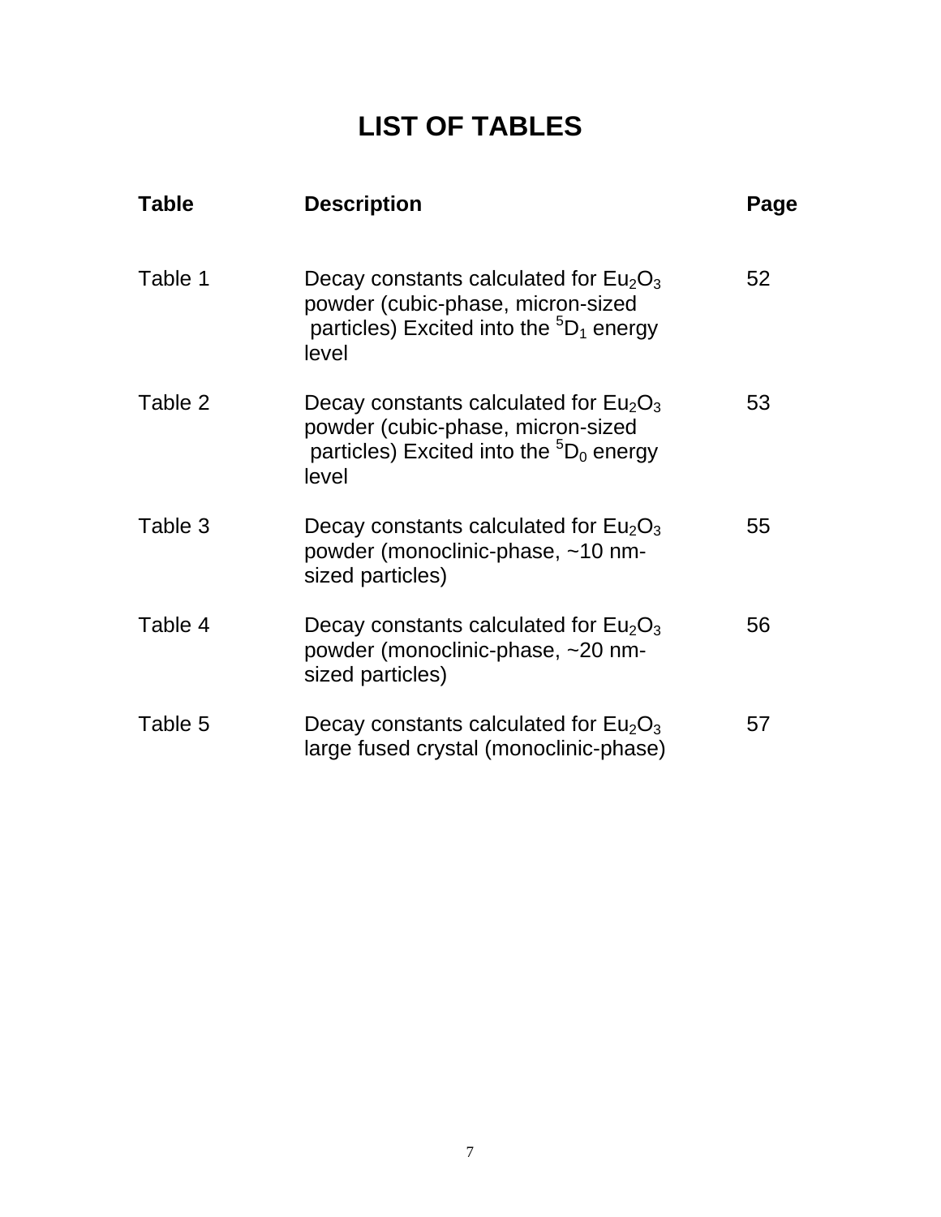# LIST OF TABLES

| Table | Description | Page |
|---|---|---|
| Table 1 | Decay constants calculated for $Eu_2O_3$ powder (cubic-phase, micron-sized particles) Excited into the $^5D_1$ energy level | 52 |
| Table 2 | Decay constants calculated for $Eu_2O_3$ powder (cubic-phase, micron-sized particles) Excited into the $^5D_0$ energy level | 53 |
| Table 3 | Decay constants calculated for $Eu_2O_3$ powder (monoclinic-phase, ~10 nm-sized particles) | 55 |
| Table 4 | Decay constants calculated for $Eu_2O_3$ powder (monoclinic-phase, ~20 nm-sized particles) | 56 |
| Table 5 | Decay constants calculated for $Eu_2O_3$ large fused crystal (monoclinic-phase) | 57 |